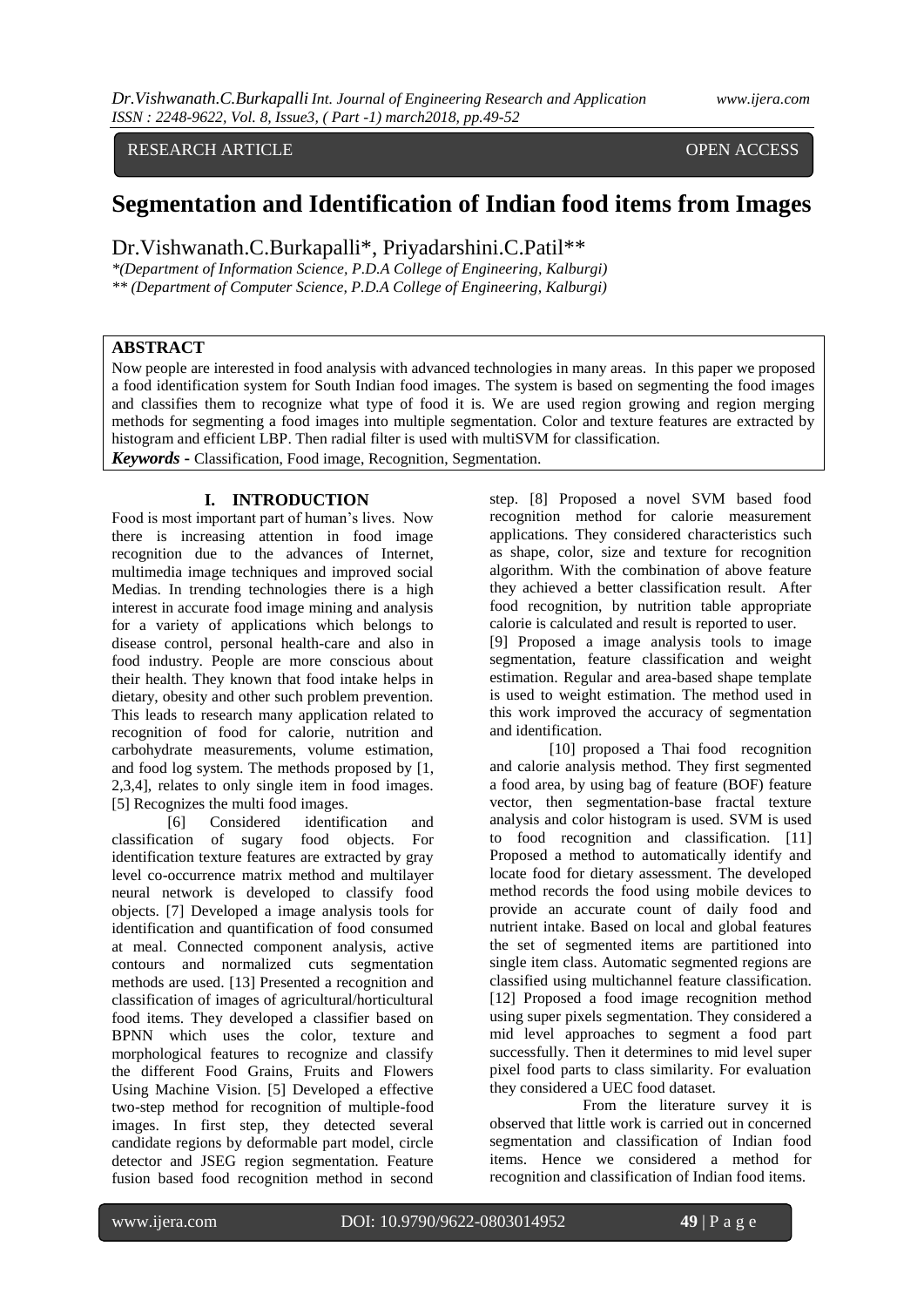RESEARCH ARTICLE OPEN ACCESS

# Segmentation and Identification of Indian food items from Images

Dr.Vishwanath.C.Burkapalli*, Priyadarshini.C.Patil**

*\*(Department of Information Science, P.D.A College of Engineering, Kalburgi)*
*\*\* (Department of Computer Science, P.D.A College of Engineering, Kalburgi)*

## ABSTRACT

Now people are interested in food analysis with advanced technologies in many areas. In this paper we proposed a food identification system for South Indian food images. The system is based on segmenting the food images and classifies them to recognize what type of food it is. We are used region growing and region merging methods for segmenting a food images into multiple segmentation. Color and texture features are extracted by histogram and efficient LBP. Then radial filter is used with multiSVM for classification.

***Keywords -*** Classification, Food image, Recognition, Segmentation.

## I. INTRODUCTION

Food is most important part of human's lives. Now there is increasing attention in food image recognition due to the advances of Internet, multimedia image techniques and improved social Medias. In trending technologies there is a high interest in accurate food image mining and analysis for a variety of applications which belongs to disease control, personal health-care and also in food industry. People are more conscious about their health. They known that food intake helps in dietary, obesity and other such problem prevention. This leads to research many application related to recognition of food for calorie, nutrition and carbohydrate measurements, volume estimation, and food log system. The methods proposed by [1, 2,3,4], relates to only single item in food images. [5] Recognizes the multi food images.

[6] Considered identification and classification of sugary food objects. For identification texture features are extracted by gray level co-occurrence matrix method and multilayer neural network is developed to classify food objects. [7] Developed a image analysis tools for identification and quantification of food consumed at meal. Connected component analysis, active contours and normalized cuts segmentation methods are used. [13] Presented a recognition and classification of images of agricultural/horticultural food items. They developed a classifier based on BPNN which uses the color, texture and morphological features to recognize and classify the different Food Grains, Fruits and Flowers Using Machine Vision. [5] Developed a effective two-step method for recognition of multiple-food images. In first step, they detected several candidate regions by deformable part model, circle detector and JSEG region segmentation. Feature fusion based food recognition method in second step. [8] Proposed a novel SVM based food recognition method for calorie measurement applications. They considered characteristics such as shape, color, size and texture for recognition algorithm. With the combination of above feature they achieved a better classification result. After food recognition, by nutrition table appropriate calorie is calculated and result is reported to user.

[9] Proposed a image analysis tools to image segmentation, feature classification and weight estimation. Regular and area-based shape template is used to weight estimation. The method used in this work improved the accuracy of segmentation and identification.

[10] proposed a Thai food recognition and calorie analysis method. They first segmented a food area, by using bag of feature (BOF) feature vector, then segmentation-base fractal texture analysis and color histogram is used. SVM is used to food recognition and classification. [11] Proposed a method to automatically identify and locate food for dietary assessment. The developed method records the food using mobile devices to provide an accurate count of daily food and nutrient intake. Based on local and global features the set of segmented items are partitioned into single item class. Automatic segmented regions are classified using multichannel feature classification. [12] Proposed a food image recognition method using super pixels segmentation. They considered a mid level approaches to segment a food part successfully. Then it determines to mid level super pixel food parts to class similarity. For evaluation they considered a UEC food dataset.

From the literature survey it is observed that little work is carried out in concerned segmentation and classification of Indian food items. Hence we considered a method for recognition and classification of Indian food items.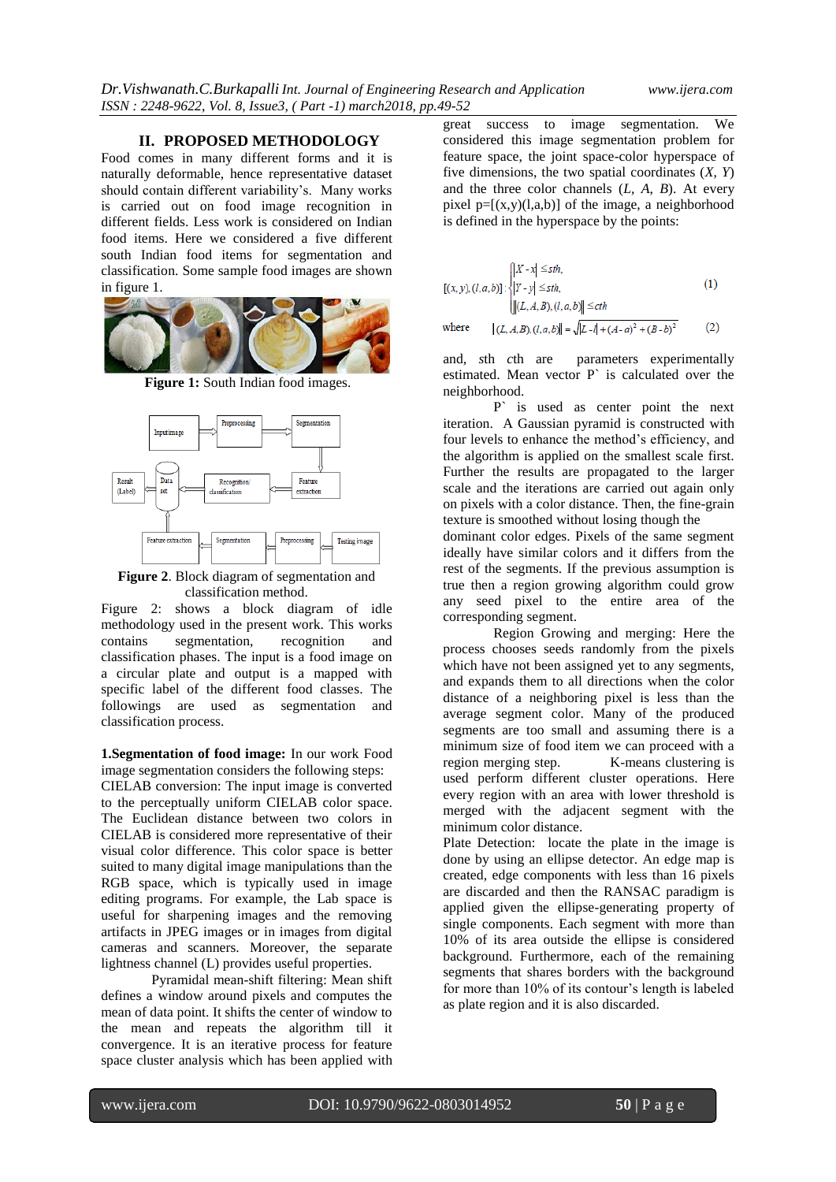## II. PROPOSED METHODOLOGY

Food comes in many different forms and it is naturally deformable, hence representative dataset should contain different variability's. Many works is carried out on food image recognition in different fields. Less work is considered on Indian food items. Here we considered a five different south Indian food items for segmentation and classification. Some sample food images are shown in figure 1.

**Figure 1:** South Indian food images.

**Figure 2**. Block diagram of segmentation and classification method.

Figure 2: shows a block diagram of idle methodology used in the present work. This works contains segmentation, recognition and classification phases. The input is a food image on a circular plate and output is a mapped with specific label of the different food classes. The followings are used as segmentation and classification process.

**1.Segmentation of food image:** In our work Food image segmentation considers the following steps: CIELAB conversion: The input image is converted to the perceptually uniform CIELAB color space. The Euclidean distance between two colors in CIELAB is considered more representative of their visual color difference. This color space is better suited to many digital image manipulations than the RGB space, which is typically used in image editing programs. For example, the Lab space is useful for sharpening images and the removing artifacts in JPEG images or in images from digital cameras and scanners. Moreover, the separate lightness channel (L) provides useful properties.

Pyramidal mean-shift filtering: Mean shift defines a window around pixels and computes the mean of data point. It shifts the center of window to the mean and repeats the algorithm till it convergence. It is an iterative process for feature space cluster analysis which has been applied with great success to image segmentation. We considered this image segmentation problem for feature space, the joint space-color hyperspace of five dimensions, the two spatial coordinates (*X*, *Y*) and the three color channels (*L*, *A*, *B*). At every pixel p=[(x,y)(l,a,b)] of the image, a neighborhood is defined in the hyperspace by the points:

$$[(x,y),(l,a,b)]:\begin{cases}|X-x|\leq sth,\\|Y-y|\leq sth,\\\|(L,A,B),(l,a,b)\|\leq cth\end{cases} \quad (1)$$

where $\|(L,A,B),(l,a,b)\| = \sqrt{|L-l| + (A-a)^2 + (B-b)^2}$ (2)

and, *sth* *cth* are parameters experimentally estimated. Mean vector P` is calculated over the neighborhood.

P` is used as center point the next iteration. A Gaussian pyramid is constructed with four levels to enhance the method's efficiency, and the algorithm is applied on the smallest scale first. Further the results are propagated to the larger scale and the iterations are carried out again only on pixels with a color distance. Then, the fine-grain texture is smoothed without losing though the dominant color edges. Pixels of the same segment ideally have similar colors and it differs from the rest of the segments. If the previous assumption is true then a region growing algorithm could grow any seed pixel to the entire area of the corresponding segment.

Region Growing and merging: Here the process chooses seeds randomly from the pixels which have not been assigned yet to any segments, and expands them to all directions when the color distance of a neighboring pixel is less than the average segment color. Many of the produced segments are too small and assuming there is a minimum size of food item we can proceed with a region merging step. K-means clustering is used perform different cluster operations. Here every region with an area with lower threshold is merged with the adjacent segment with the minimum color distance.

Plate Detection: locate the plate in the image is done by using an ellipse detector. An edge map is created, edge components with less than 16 pixels are discarded and then the RANSAC paradigm is applied given the ellipse-generating property of single components. Each segment with more than 10% of its area outside the ellipse is considered background. Furthermore, each of the remaining segments that shares borders with the background for more than 10% of its contour's length is labeled as plate region and it is also discarded.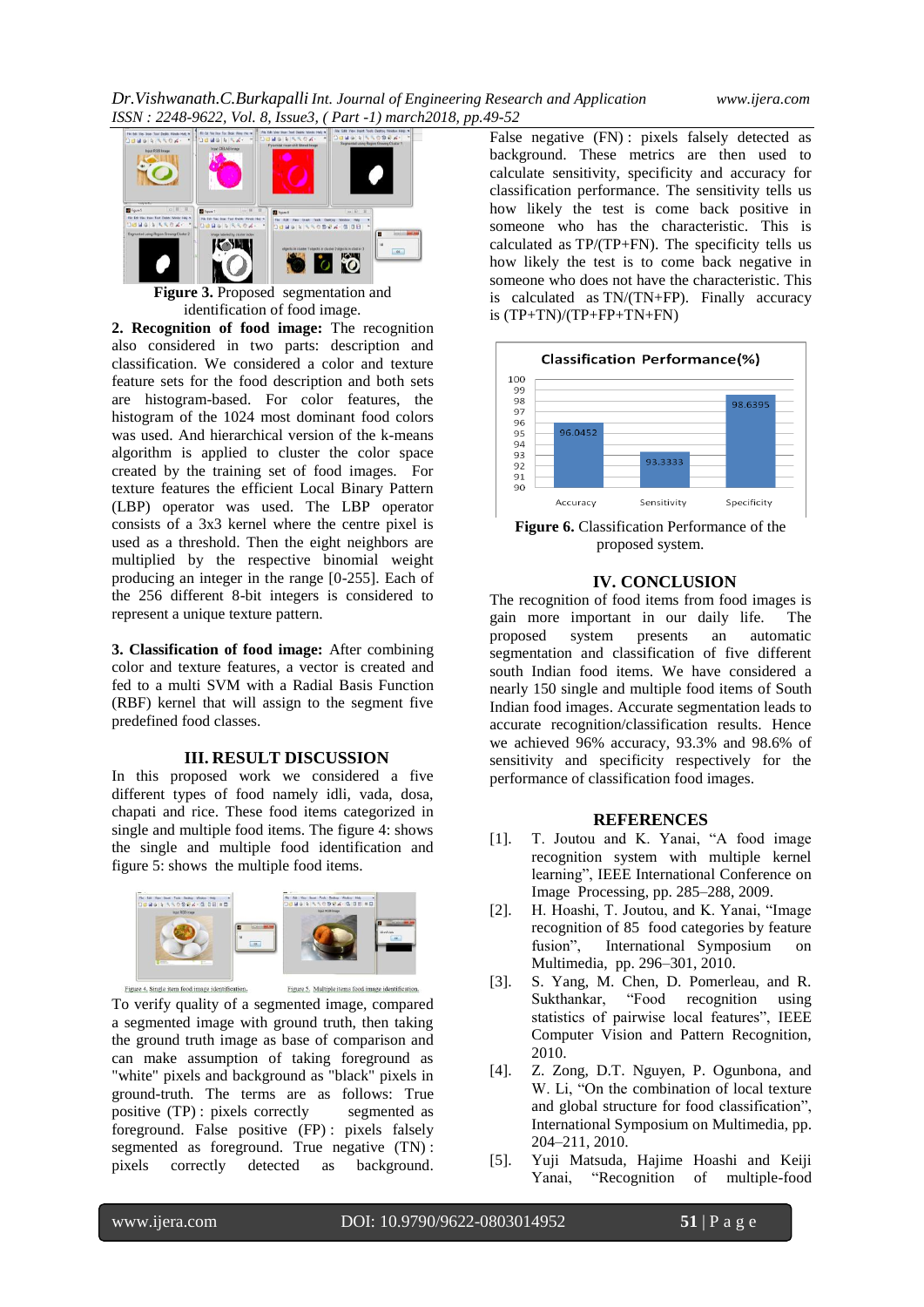Figure 3. Proposed segmentation and identification of food image.

**2. Recognition of food image:** The recognition also considered in two parts: description and classification. We considered a color and texture feature sets for the food description and both sets are histogram-based. For color features, the histogram of the 1024 most dominant food colors was used. And hierarchical version of the k-means algorithm is applied to cluster the color space created by the training set of food images. For texture features the efficient Local Binary Pattern (LBP) operator was used. The LBP operator consists of a 3x3 kernel where the centre pixel is used as a threshold. Then the eight neighbors are multiplied by the respective binomial weight producing an integer in the range [0-255]. Each of the 256 different 8-bit integers is considered to represent a unique texture pattern.

**3. Classification of food image:** After combining color and texture features, a vector is created and fed to a multi SVM with a Radial Basis Function (RBF) kernel that will assign to the segment five predefined food classes.

## III. RESULT DISCUSSION

In this proposed work we considered a five different types of food namely idli, vada, dosa, chapati and rice. These food items categorized in single and multiple food items. The figure 4: shows the single and multiple food identification and figure 5: shows the multiple food items.

Figure 4. Single item food image identification. Figure 5. Multiple items food image identification.

To verify quality of a segmented image, compared a segmented image with ground truth, then taking the ground truth image as base of comparison and can make assumption of taking foreground as "white" pixels and background as "black" pixels in ground-truth. The terms are as follows: True positive (TP) : pixels correctly segmented as foreground. False positive (FP) : pixels falsely segmented as foreground. True negative (TN) : pixels correctly detected as background. False negative (FN) : pixels falsely detected as background. These metrics are then used to calculate sensitivity, specificity and accuracy for classification performance. The sensitivity tells us how likely the test is come back positive in someone who has the characteristic. This is calculated as TP/(TP+FN). The specificity tells us how likely the test is to come back negative in someone who does not have the characteristic. This is calculated as TN/(TN+FP). Finally accuracy is (TP+TN)/(TP+FP+TN+FN)

Classification Performance(%)

| | Accuracy | Sensitivity | Specificity |
|---|---|---|---|
| Value | 96.0452 | 93.3333 | 98.6395 |

**Figure 6.** Classification Performance of the proposed system.

## IV. CONCLUSION

The recognition of food items from food images is gain more important in our daily life. The proposed system presents an automatic segmentation and classification of five different south Indian food items. We have considered a nearly 150 single and multiple food items of South Indian food images. Accurate segmentation leads to accurate recognition/classification results. Hence we achieved 96% accuracy, 93.3% and 98.6% of sensitivity and specificity respectively for the performance of classification food images.

## REFERENCES

[1]. T. Joutou and K. Yanai, "A food image recognition system with multiple kernel learning", IEEE International Conference on Image Processing, pp. 285–288, 2009.

[2]. H. Hoashi, T. Joutou, and K. Yanai, "Image recognition of 85 food categories by feature fusion", International Symposium on Multimedia, pp. 296–301, 2010.

[3]. S. Yang, M. Chen, D. Pomerleau, and R. Sukthankar, "Food recognition using statistics of pairwise local features", IEEE Computer Vision and Pattern Recognition, 2010.

[4]. Z. Zong, D.T. Nguyen, P. Ogunbona, and W. Li, "On the combination of local texture and global structure for food classification", International Symposium on Multimedia, pp. 204–211, 2010.

[5]. Yuji Matsuda, Hajime Hoashi and Keiji Yanai, "Recognition of multiple-food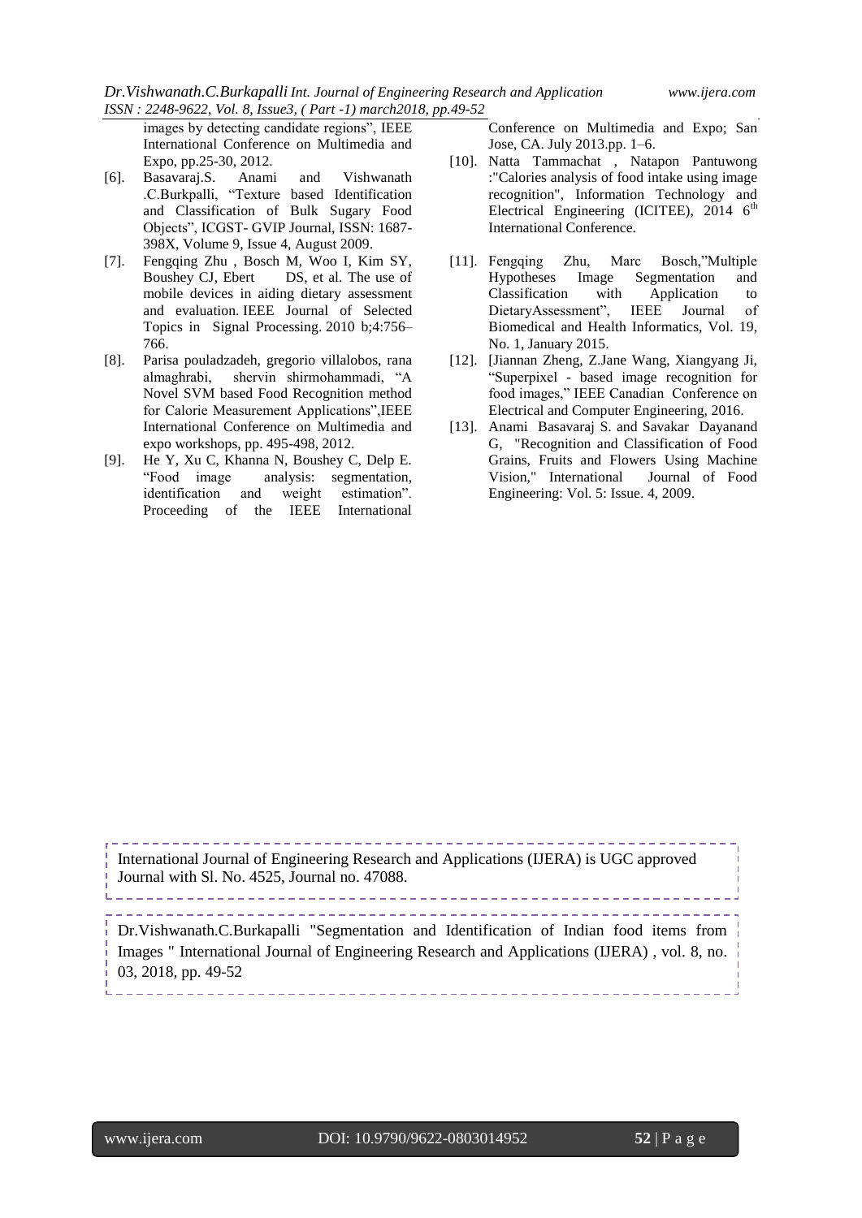images by detecting candidate regions", IEEE International Conference on Multimedia and Expo, pp.25-30, 2012.

[6]. Basavaraj.S. Anami and Vishwanath .C.Burkpalli, "Texture based Identification and Classification of Bulk Sugary Food Objects", ICGST- GVIP Journal, ISSN: 1687-398X, Volume 9, Issue 4, August 2009.

[7]. Fengqing Zhu , Bosch M, Woo I, Kim SY, Boushey CJ, Ebert DS, et al. The use of mobile devices in aiding dietary assessment and evaluation. IEEE Journal of Selected Topics in Signal Processing. 2010 b;4:756–766.

[8]. Parisa pouladzadeh, gregorio villalobos, rana almaghrabi, shervin shirmohammadi, "A Novel SVM based Food Recognition method for Calorie Measurement Applications",IEEE International Conference on Multimedia and expo workshops, pp. 495-498, 2012.

[9]. He Y, Xu C, Khanna N, Boushey C, Delp E. "Food image analysis: segmentation, identification and weight estimation". Proceeding of the IEEE International Conference on Multimedia and Expo; San Jose, CA. July 2013.pp. 1–6.

[10]. Natta Tammachat , Natapon Pantuwong :"Calories analysis of food intake using image recognition", Information Technology and Electrical Engineering (ICITEE), 2014 6th International Conference.

[11]. Fengqing Zhu, Marc Bosch,"Multiple Hypotheses Image Segmentation and Classification with Application to DietaryAssessment", IEEE Journal of Biomedical and Health Informatics, Vol. 19, No. 1, January 2015.

[12]. [Jiannan Zheng, Z.Jane Wang, Xiangyang Ji, "Superpixel - based image recognition for food images," IEEE Canadian Conference on Electrical and Computer Engineering, 2016.

[13]. Anami Basavaraj S. and Savakar Dayanand G, "Recognition and Classification of Food Grains, Fruits and Flowers Using Machine Vision," International Journal of Food Engineering: Vol. 5: Issue. 4, 2009.

International Journal of Engineering Research and Applications (IJERA) is UGC approved Journal with Sl. No. 4525, Journal no. 47088.

Dr.Vishwanath.C.Burkapalli "Segmentation and Identification of Indian food items from Images " International Journal of Engineering Research and Applications (IJERA) , vol. 8, no. 03, 2018, pp. 49-52